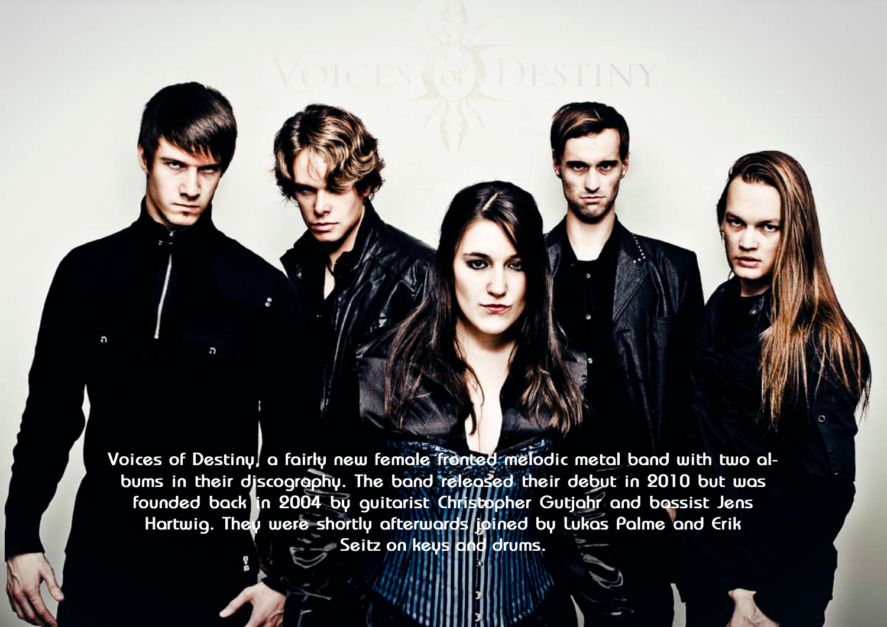Voices of Destiny, a fairly new female fronted melodic metal band with two albums in their discography. The band released their debut in 2010 but was founded back in 2004 by guitarist Christopher Gutjahr and bassist Jens Hartwig. They were shortly afterwards joined by Lukas Palme and Erik Seitz on keys and drums.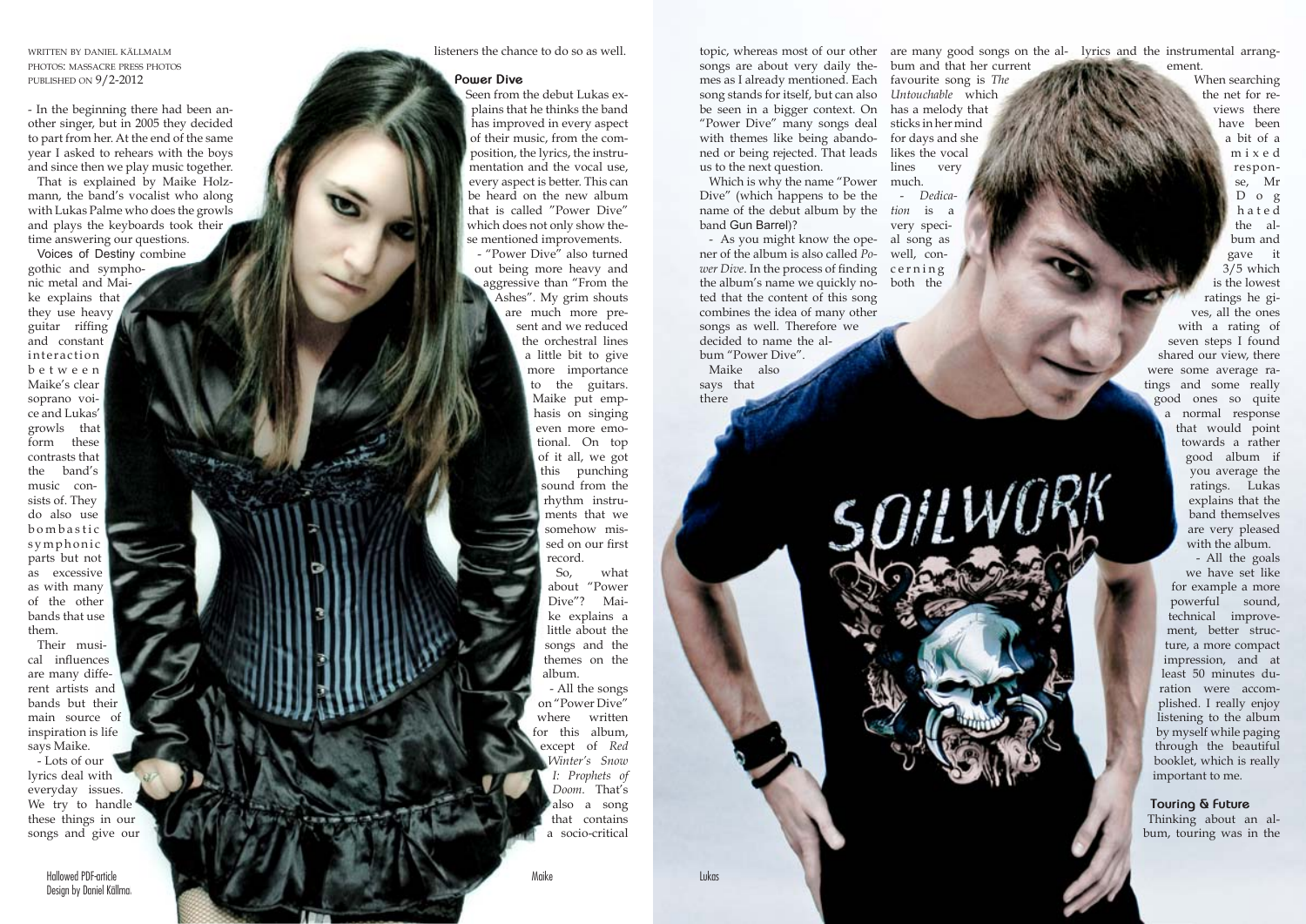WRITTEN BY DANIEL KÄLLMALM
PHOTOS: MASSACRE PRESS PHOTOS
PUBLISHED ON 9/2-2012

- In the beginning there had been another singer, but in 2005 they decided to part from her. At the end of the same year I asked to rehears with the boys and since then we play music together.

That is explained by Maike Holzmann, the band's vocalist who along with Lukas Palme who does the growls and plays the keyboards took their time answering our questions.

Voices of Destiny combine gothic and symphonic metal and Maike explains that they use heavy guitar riffing and constant interaction between Maike's clear soprano voice and Lukas' growls that form these contrasts that the band's music consists of. They do also use bombastic symphonic parts but not as excessive as with many of the other bands that use them.

Their musical influences are many different artists and bands but their main source of inspiration is life says Maike.

- Lots of our lyrics deal with everyday issues. We try to handle these things in our songs and give our listeners the chance to do so as well.

### Power Dive

Seen from the debut Lukas explains that he thinks the band has improved in every aspect of their music, from the composition, the lyrics, the instrumentation and the vocal use, every aspect is better. This can be heard on the new album that is called "Power Dive" which does not only show these mentioned improvements.

- "Power Dive" also turned out being more heavy and aggressive than "From the Ashes". My grim shouts are much more present and we reduced the orchestral lines a little bit to give more importance to the guitars. Maike put emphasis on singing even more emotional. On top of it all, we got this punching sound from the rhythm instruments that we somehow missed on our first record.

So, what about "Power Dive"? Maike explains a little about the songs and the themes on the album.

- All the songs on "Power Dive" where written for this album, except of *Red Winter's Snow I: Prophets of Doom*. That's also a song that contains a socio-critical topic, whereas most of our other songs are about very daily themes as I already mentioned. Each song stands for itself, but can also be seen in a bigger context. On "Power Dive" many songs deal with themes like being abandoned or being rejected. That leads us to the next question.

Which is why the name "Power Dive" (which happens to be the name of the debut album by the band Gun Barrel)?

- As you might know the opener of the album is also called *Power Dive*. In the process of finding the album's name we quickly noted that the content of this song combines the idea of many other songs as well. Therefore we decided to name the album "Power Dive".

Maike also says that there are many good songs on the album and that her current favourite song is *The Untouchable* which has a melody that sticks in her mind for days and she likes the vocal lines very much.

- *Dedication* is a very special song as well, concerning both the lyrics and the instrumental arrangement.

When searching the net for reviews there have been a bit of a mixed response, Mr Dog hated the album and gave it 3/5 which is the lowest ratings he gives, all the ones with a rating of seven steps I found shared our view, there were some average ratings and some really good ones so quite a normal response that would point towards a rather good album if you average the ratings. Lukas explains that the band themselves are very pleased with the album.

- All the goals we have set like for example a more powerful sound, technical improvement, better structure, a more compact impression, and at least 50 minutes duration were accomplished. I really enjoy listening to the album by myself while paging through the beautiful booklet, which is really important to me.

### Touring & Future

Thinking about an album, touring was in the

Maike

Lukas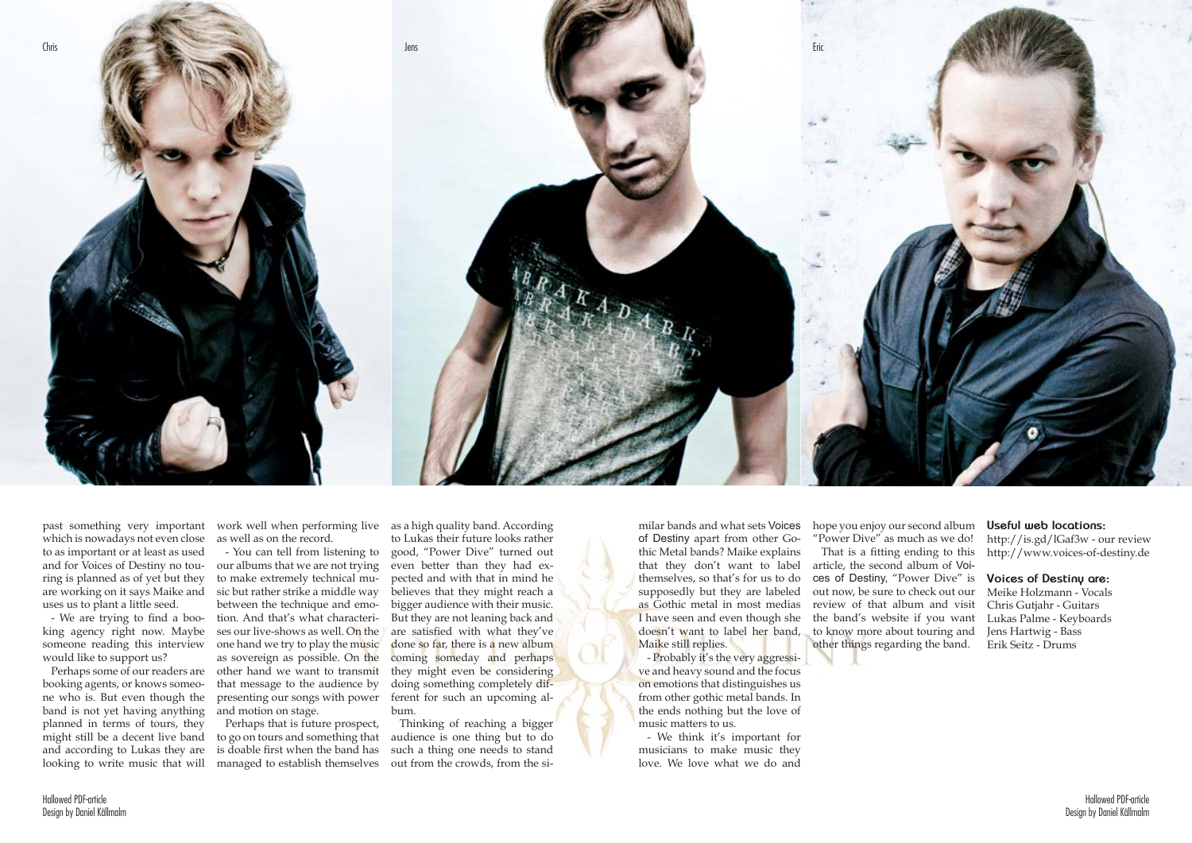Chris

Jens

Eric

past something very important which is nowadays not even close to as important or at least as used and for Voices of Destiny no touring is planned as of yet but they are working on it says Maike and uses us to plant a little seed.

- We are trying to find a booking agency right now. Maybe someone reading this interview would like to support us?

Perhaps some of our readers are booking agents, or knows someone who is. But even though the band is not yet having anything planned in terms of tours, they might still be a decent live band and according to Lukas they are looking to write music that will work well when performing live as well as on the record.

- You can tell from listening to our albums that we are not trying to make extremely technical music but rather strike a middle way between the technique and emotion. And that's what characterises our live-shows as well. On the one hand we try to play the music as sovereign as possible. On the other hand we want to transmit that message to the audience by presenting our songs with power and motion on stage.

Perhaps that is future prospect, to go on tours and something that is doable first when the band has managed to establish themselves as a high quality band. According to Lukas their future looks rather good, "Power Dive" turned out even better than they had expected and with that in mind he believes that they might reach a bigger audience with their music. But they are not leaning back and are satisfied with what they've done so far, there is a new album coming someday and perhaps they might even be considering doing something completely different for such an upcoming album.

Thinking of reaching a bigger audience is one thing but to do such a thing one needs to stand out from the crowds, from the similar bands and what sets Voices of Destiny apart from other Gothic Metal bands? Maike explains that they don't want to label themselves, so that's for us to do supposedly but they are labeled as Gothic metal in most medias I have seen and even though she doesn't want to label her band, Maike still replies.

- Probably it's the very aggressive and heavy sound and the focus on emotions that distinguishes us from other gothic metal bands. In the ends nothing but the love of music matters to us.

- We think it's important for musicians to make music they love. We love what we do and hope you enjoy our second album "Power Dive" as much as we do!

That is a fitting ending to this article, the second album of Voices of Destiny, "Power Dive" is out now, be sure to check out our review of that album and visit the band's website if you want to know more about touring and other things regarding the band.

**Useful web locations:**

http://is.gd/lGaf3w - our review
http://www.voices-of-destiny.de

**Voices of Destiny are:**

Meike Holzmann - Vocals
Chris Gutjahr - Guitars
Lukas Palme - Keyboards
Jens Hartwig - Bass
Erik Seitz - Drums